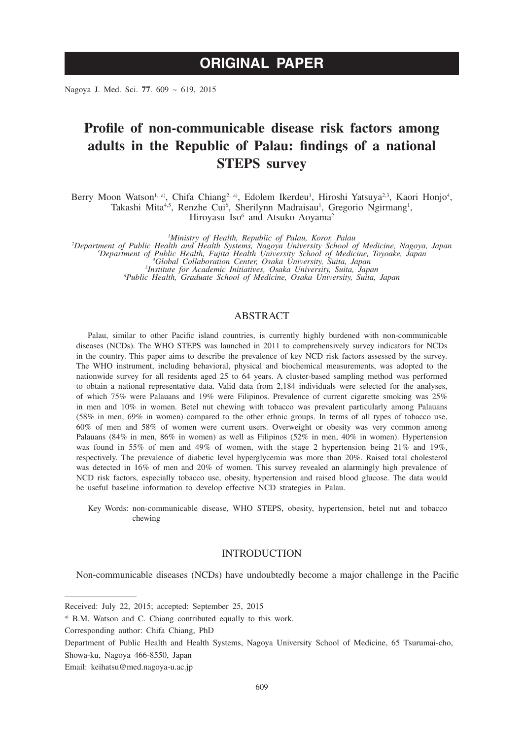ORIGINAL PAPER

# Profile of non-communicable disease risk factors among adults in the Republic of Palau: findings of a national STEPS survey

Berry Moon Watson[1, a)], Chifa Chiang[2, a)], Edolem Ikerdeu[1], Hiroshi Yatsuya[2,3], Kaori Honjo[4], Takashi Mita[4,5], Renzhe Cui[6], Sherilynn Madraisau[1], Gregorio Ngirmang[1], Hiroyasu Iso[6] and Atsuko Aoyama[2]

[1]*Ministry of Health, Republic of Palau, Koror, Palau*
[2]*Department of Public Health and Health Systems, Nagoya University School of Medicine, Nagoya, Japan*
[3]*Department of Public Health, Fujita Health University School of Medicine, Toyoake, Japan*
[4]*Global Collaboration Center, Osaka University, Suita, Japan*
[5]*Institute for Academic Initiatives, Osaka University, Suita, Japan*
[6]*Public Health, Graduate School of Medicine, Osaka University, Suita, Japan*

## ABSTRACT

Palau, similar to other Pacific island countries, is currently highly burdened with non-communicable diseases (NCDs). The WHO STEPS was launched in 2011 to comprehensively survey indicators for NCDs in the country. This paper aims to describe the prevalence of key NCD risk factors assessed by the survey. The WHO instrument, including behavioral, physical and biochemical measurements, was adopted to the nationwide survey for all residents aged 25 to 64 years. A cluster-based sampling method was performed to obtain a national representative data. Valid data from 2,184 individuals were selected for the analyses, of which 75% were Palauans and 19% were Filipinos. Prevalence of current cigarette smoking was 25% in men and 10% in women. Betel nut chewing with tobacco was prevalent particularly among Palauans (58% in men, 69% in women) compared to the other ethnic groups. In terms of all types of tobacco use, 60% of men and 58% of women were current users. Overweight or obesity was very common among Palauans (84% in men, 86% in women) as well as Filipinos (52% in men, 40% in women). Hypertension was found in 55% of men and 49% of women, with the stage 2 hypertension being 21% and 19%, respectively. The prevalence of diabetic level hyperglycemia was more than 20%. Raised total cholesterol was detected in 16% of men and 20% of women. This survey revealed an alarmingly high prevalence of NCD risk factors, especially tobacco use, obesity, hypertension and raised blood glucose. The data would be useful baseline information to develop effective NCD strategies in Palau.

Key Words: non-communicable disease, WHO STEPS, obesity, hypertension, betel nut and tobacco chewing

## INTRODUCTION

Non-communicable diseases (NCDs) have undoubtedly become a major challenge in the Pacific

---

Received: July 22, 2015; accepted: September 25, 2015

a) B.M. Watson and C. Chiang contributed equally to this work.

Corresponding author: Chifa Chiang, PhD

Department of Public Health and Health Systems, Nagoya University School of Medicine, 65 Tsurumai-cho, Showa-ku, Nagoya 466-8550, Japan

Email: keihatsu@med.nagoya-u.ac.jp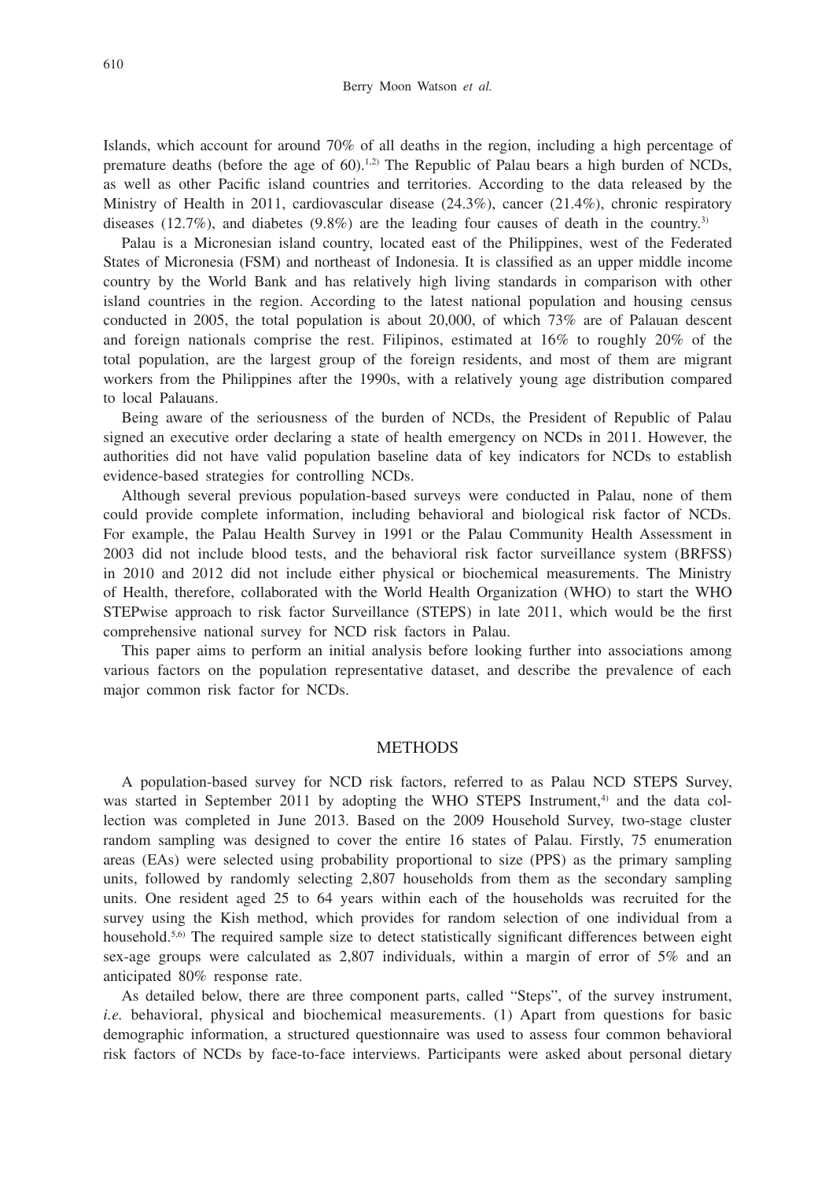Islands, which account for around 70% of all deaths in the region, including a high percentage of premature deaths (before the age of 60).[1,2] The Republic of Palau bears a high burden of NCDs, as well as other Pacific island countries and territories. According to the data released by the Ministry of Health in 2011, cardiovascular disease (24.3%), cancer (21.4%), chronic respiratory diseases (12.7%), and diabetes (9.8%) are the leading four causes of death in the country.[3]

Palau is a Micronesian island country, located east of the Philippines, west of the Federated States of Micronesia (FSM) and northeast of Indonesia. It is classified as an upper middle income country by the World Bank and has relatively high living standards in comparison with other island countries in the region. According to the latest national population and housing census conducted in 2005, the total population is about 20,000, of which 73% are of Palauan descent and foreign nationals comprise the rest. Filipinos, estimated at 16% to roughly 20% of the total population, are the largest group of the foreign residents, and most of them are migrant workers from the Philippines after the 1990s, with a relatively young age distribution compared to local Palauans.

Being aware of the seriousness of the burden of NCDs, the President of Republic of Palau signed an executive order declaring a state of health emergency on NCDs in 2011. However, the authorities did not have valid population baseline data of key indicators for NCDs to establish evidence-based strategies for controlling NCDs.

Although several previous population-based surveys were conducted in Palau, none of them could provide complete information, including behavioral and biological risk factor of NCDs. For example, the Palau Health Survey in 1991 or the Palau Community Health Assessment in 2003 did not include blood tests, and the behavioral risk factor surveillance system (BRFSS) in 2010 and 2012 did not include either physical or biochemical measurements. The Ministry of Health, therefore, collaborated with the World Health Organization (WHO) to start the WHO STEPwise approach to risk factor Surveillance (STEPS) in late 2011, which would be the first comprehensive national survey for NCD risk factors in Palau.

This paper aims to perform an initial analysis before looking further into associations among various factors on the population representative dataset, and describe the prevalence of each major common risk factor for NCDs.

## METHODS

A population-based survey for NCD risk factors, referred to as Palau NCD STEPS Survey, was started in September 2011 by adopting the WHO STEPS Instrument,[4] and the data collection was completed in June 2013. Based on the 2009 Household Survey, two-stage cluster random sampling was designed to cover the entire 16 states of Palau. Firstly, 75 enumeration areas (EAs) were selected using probability proportional to size (PPS) as the primary sampling units, followed by randomly selecting 2,807 households from them as the secondary sampling units. One resident aged 25 to 64 years within each of the households was recruited for the survey using the Kish method, which provides for random selection of one individual from a household.[5,6] The required sample size to detect statistically significant differences between eight sex-age groups were calculated as 2,807 individuals, within a margin of error of 5% and an anticipated 80% response rate.

As detailed below, there are three component parts, called "Steps", of the survey instrument, *i.e.* behavioral, physical and biochemical measurements. (1) Apart from questions for basic demographic information, a structured questionnaire was used to assess four common behavioral risk factors of NCDs by face-to-face interviews. Participants were asked about personal dietary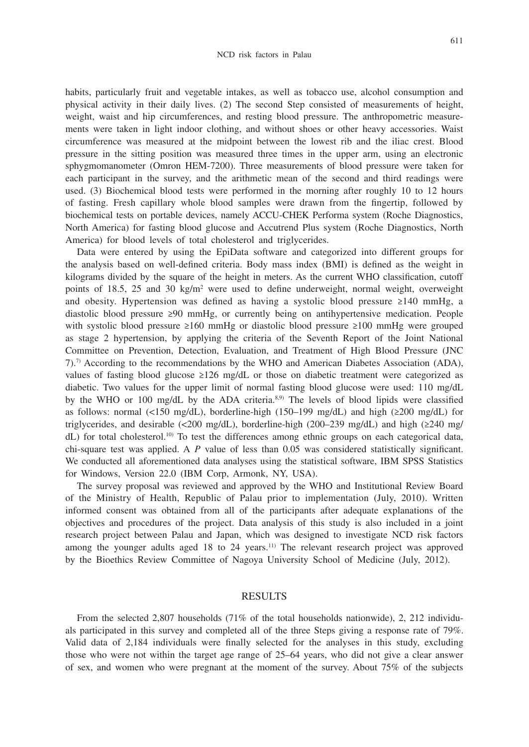habits, particularly fruit and vegetable intakes, as well as tobacco use, alcohol consumption and physical activity in their daily lives. (2) The second Step consisted of measurements of height, weight, waist and hip circumferences, and resting blood pressure. The anthropometric measurements were taken in light indoor clothing, and without shoes or other heavy accessories. Waist circumference was measured at the midpoint between the lowest rib and the iliac crest. Blood pressure in the sitting position was measured three times in the upper arm, using an electronic sphygmomanometer (Omron HEM-7200). Three measurements of blood pressure were taken for each participant in the survey, and the arithmetic mean of the second and third readings were used. (3) Biochemical blood tests were performed in the morning after roughly 10 to 12 hours of fasting. Fresh capillary whole blood samples were drawn from the fingertip, followed by biochemical tests on portable devices, namely ACCU-CHEK Performa system (Roche Diagnostics, North America) for fasting blood glucose and Accutrend Plus system (Roche Diagnostics, North America) for blood levels of total cholesterol and triglycerides.

Data were entered by using the EpiData software and categorized into different groups for the analysis based on well-defined criteria. Body mass index (BMI) is defined as the weight in kilograms divided by the square of the height in meters. As the current WHO classification, cutoff points of 18.5, 25 and 30 kg/m$^2$ were used to define underweight, normal weight, overweight and obesity. Hypertension was defined as having a systolic blood pressure ≥140 mmHg, a diastolic blood pressure ≥90 mmHg, or currently being on antihypertensive medication. People with systolic blood pressure ≥160 mmHg or diastolic blood pressure ≥100 mmHg were grouped as stage 2 hypertension, by applying the criteria of the Seventh Report of the Joint National Committee on Prevention, Detection, Evaluation, and Treatment of High Blood Pressure (JNC 7).[7] According to the recommendations by the WHO and American Diabetes Association (ADA), values of fasting blood glucose ≥126 mg/dL or those on diabetic treatment were categorized as diabetic. Two values for the upper limit of normal fasting blood glucose were used: 110 mg/dL by the WHO or 100 mg/dL by the ADA criteria.[8,9] The levels of blood lipids were classified as follows: normal (<150 mg/dL), borderline-high (150–199 mg/dL) and high (≥200 mg/dL) for triglycerides, and desirable (<200 mg/dL), borderline-high (200–239 mg/dL) and high (≥240 mg/dL) for total cholesterol.[10] To test the differences among ethnic groups on each categorical data, chi-square test was applied. A *P* value of less than 0.05 was considered statistically significant. We conducted all aforementioned data analyses using the statistical software, IBM SPSS Statistics for Windows, Version 22.0 (IBM Corp, Armonk, NY, USA).

The survey proposal was reviewed and approved by the WHO and Institutional Review Board of the Ministry of Health, Republic of Palau prior to implementation (July, 2010). Written informed consent was obtained from all of the participants after adequate explanations of the objectives and procedures of the project. Data analysis of this study is also included in a joint research project between Palau and Japan, which was designed to investigate NCD risk factors among the younger adults aged 18 to 24 years.[11] The relevant research project was approved by the Bioethics Review Committee of Nagoya University School of Medicine (July, 2012).

## RESULTS

From the selected 2,807 households (71% of the total households nationwide), 2, 212 individuals participated in this survey and completed all of the three Steps giving a response rate of 79%. Valid data of 2,184 individuals were finally selected for the analyses in this study, excluding those who were not within the target age range of 25–64 years, who did not give a clear answer of sex, and women who were pregnant at the moment of the survey. About 75% of the subjects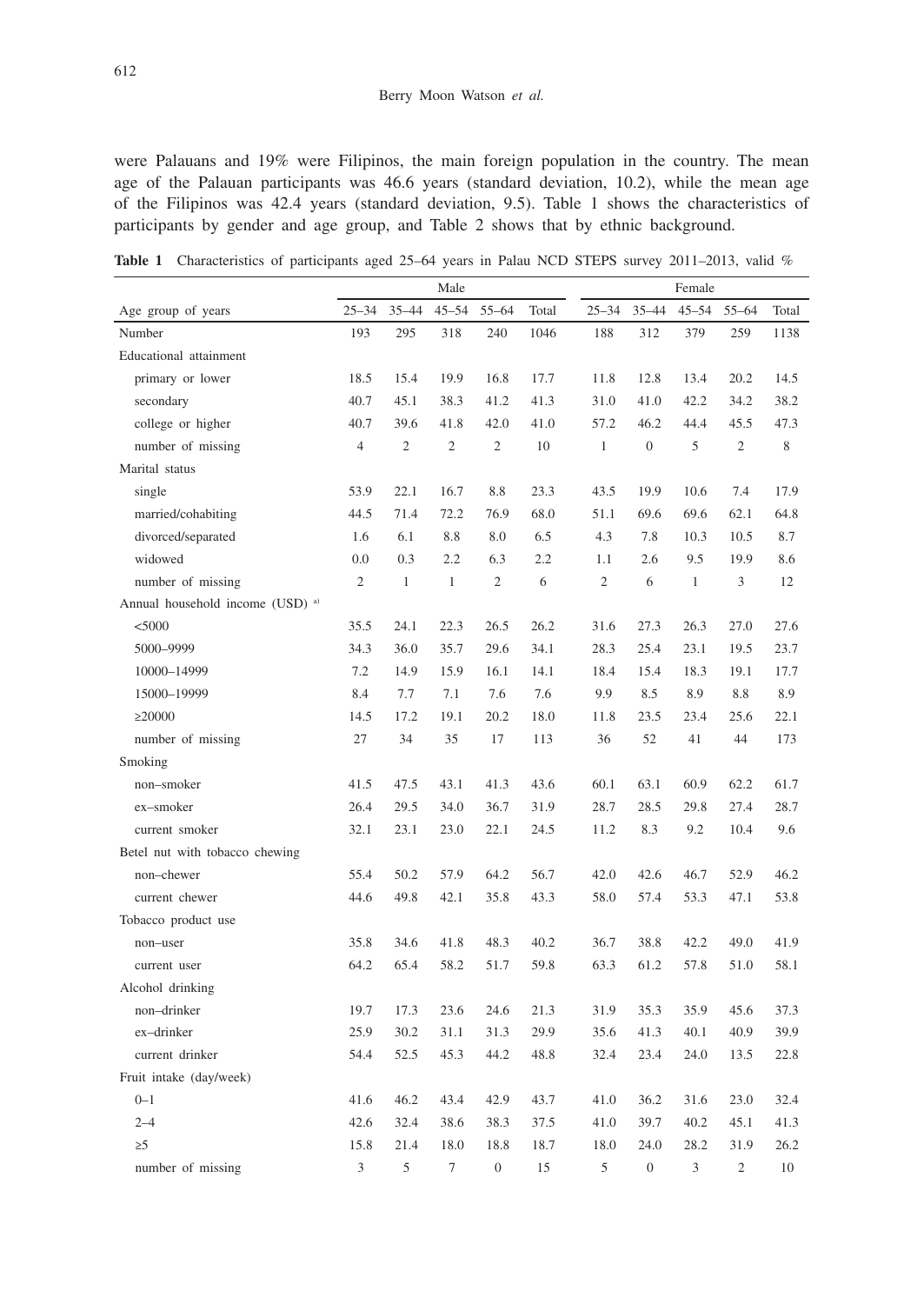were Palauans and 19% were Filipinos, the main foreign population in the country. The mean age of the Palauan participants was 46.6 years (standard deviation, 10.2), while the mean age of the Filipinos was 42.4 years (standard deviation, 9.5). Table 1 shows the characteristics of participants by gender and age group, and Table 2 shows that by ethnic background.

**Table 1** Characteristics of participants aged 25–64 years in Palau NCD STEPS survey 2011–2013, valid %

| | Male | | | | | Female | | | | |
|---|---|---|---|---|---|---|---|---|---|---|
| Age group of years | 25–34 | 35–44 | 45–54 | 55–64 | Total | 25–34 | 35–44 | 45–54 | 55–64 | Total |
| Number | 193 | 295 | 318 | 240 | 1046 | 188 | 312 | 379 | 259 | 1138 |
| Educational attainment | | | | | | | | | | |
| primary or lower | 18.5 | 15.4 | 19.9 | 16.8 | 17.7 | 11.8 | 12.8 | 13.4 | 20.2 | 14.5 |
| secondary | 40.7 | 45.1 | 38.3 | 41.2 | 41.3 | 31.0 | 41.0 | 42.2 | 34.2 | 38.2 |
| college or higher | 40.7 | 39.6 | 41.8 | 42.0 | 41.0 | 57.2 | 46.2 | 44.4 | 45.5 | 47.3 |
| number of missing | 4 | 2 | 2 | 2 | 10 | 1 | 0 | 5 | 2 | 8 |
| Marital status | | | | | | | | | | |
| single | 53.9 | 22.1 | 16.7 | 8.8 | 23.3 | 43.5 | 19.9 | 10.6 | 7.4 | 17.9 |
| married/cohabiting | 44.5 | 71.4 | 72.2 | 76.9 | 68.0 | 51.1 | 69.6 | 69.6 | 62.1 | 64.8 |
| divorced/separated | 1.6 | 6.1 | 8.8 | 8.0 | 6.5 | 4.3 | 7.8 | 10.3 | 10.5 | 8.7 |
| widowed | 0.0 | 0.3 | 2.2 | 6.3 | 2.2 | 1.1 | 2.6 | 9.5 | 19.9 | 8.6 |
| number of missing | 2 | 1 | 1 | 2 | 6 | 2 | 6 | 1 | 3 | 12 |
| Annual household income (USD) [a)] | | | | | | | | | | |
| <5000 | 35.5 | 24.1 | 22.3 | 26.5 | 26.2 | 31.6 | 27.3 | 26.3 | 27.0 | 27.6 |
| 5000–9999 | 34.3 | 36.0 | 35.7 | 29.6 | 34.1 | 28.3 | 25.4 | 23.1 | 19.5 | 23.7 |
| 10000–14999 | 7.2 | 14.9 | 15.9 | 16.1 | 14.1 | 18.4 | 15.4 | 18.3 | 19.1 | 17.7 |
| 15000–19999 | 8.4 | 7.7 | 7.1 | 7.6 | 7.6 | 9.9 | 8.5 | 8.9 | 8.8 | 8.9 |
| ≥20000 | 14.5 | 17.2 | 19.1 | 20.2 | 18.0 | 11.8 | 23.5 | 23.4 | 25.6 | 22.1 |
| number of missing | 27 | 34 | 35 | 17 | 113 | 36 | 52 | 41 | 44 | 173 |
| Smoking | | | | | | | | | | |
| non–smoker | 41.5 | 47.5 | 43.1 | 41.3 | 43.6 | 60.1 | 63.1 | 60.9 | 62.2 | 61.7 |
| ex–smoker | 26.4 | 29.5 | 34.0 | 36.7 | 31.9 | 28.7 | 28.5 | 29.8 | 27.4 | 28.7 |
| current smoker | 32.1 | 23.1 | 23.0 | 22.1 | 24.5 | 11.2 | 8.3 | 9.2 | 10.4 | 9.6 |
| Betel nut with tobacco chewing | | | | | | | | | | |
| non–chewer | 55.4 | 50.2 | 57.9 | 64.2 | 56.7 | 42.0 | 42.6 | 46.7 | 52.9 | 46.2 |
| current chewer | 44.6 | 49.8 | 42.1 | 35.8 | 43.3 | 58.0 | 57.4 | 53.3 | 47.1 | 53.8 |
| Tobacco product use | | | | | | | | | | |
| non–user | 35.8 | 34.6 | 41.8 | 48.3 | 40.2 | 36.7 | 38.8 | 42.2 | 49.0 | 41.9 |
| current user | 64.2 | 65.4 | 58.2 | 51.7 | 59.8 | 63.3 | 61.2 | 57.8 | 51.0 | 58.1 |
| Alcohol drinking | | | | | | | | | | |
| non–drinker | 19.7 | 17.3 | 23.6 | 24.6 | 21.3 | 31.9 | 35.3 | 35.9 | 45.6 | 37.3 |
| ex–drinker | 25.9 | 30.2 | 31.1 | 31.3 | 29.9 | 35.6 | 41.3 | 40.1 | 40.9 | 39.9 |
| current drinker | 54.4 | 52.5 | 45.3 | 44.2 | 48.8 | 32.4 | 23.4 | 24.0 | 13.5 | 22.8 |
| Fruit intake (day/week) | | | | | | | | | | |
| 0–1 | 41.6 | 46.2 | 43.4 | 42.9 | 43.7 | 41.0 | 36.2 | 31.6 | 23.0 | 32.4 |
| 2–4 | 42.6 | 32.4 | 38.6 | 38.3 | 37.5 | 41.0 | 39.7 | 40.2 | 45.1 | 41.3 |
| ≥5 | 15.8 | 21.4 | 18.0 | 18.8 | 18.7 | 18.0 | 24.0 | 28.2 | 31.9 | 26.2 |
| number of missing | 3 | 5 | 7 | 0 | 15 | 5 | 0 | 3 | 2 | 10 |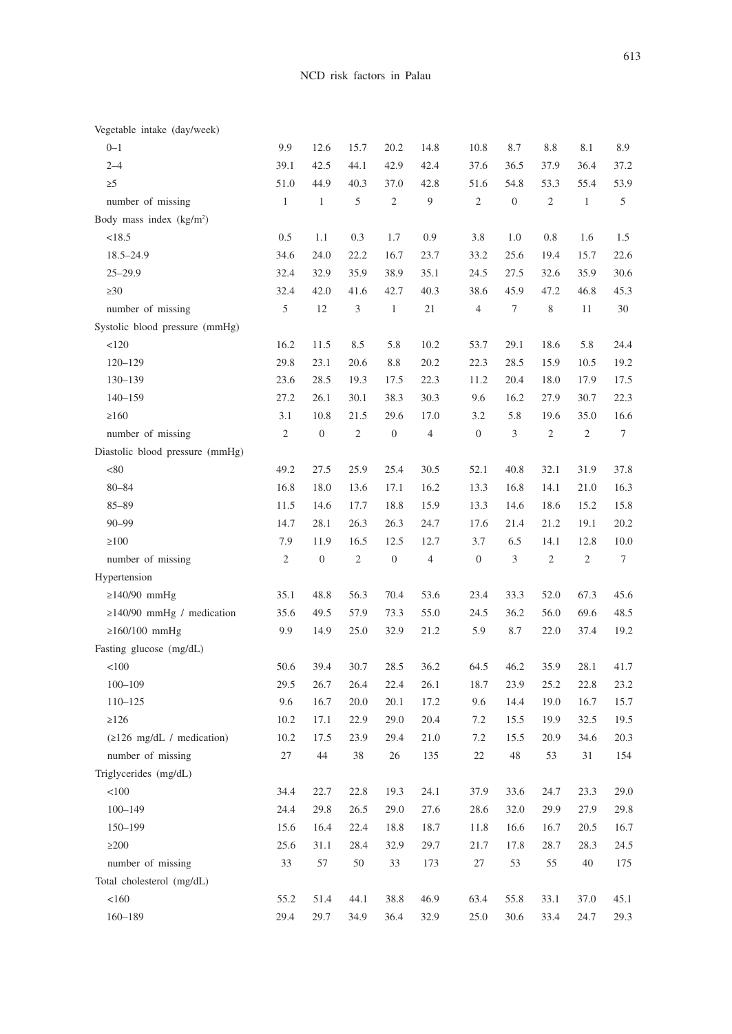| | | | | | | | | | | |
|---|---|---|---|---|---|---|---|---|---|---|
| Vegetable intake (day/week) | | | | | | | | | | |
| 0–1 | 9.9 | 12.6 | 15.7 | 20.2 | 14.8 | 10.8 | 8.7 | 8.8 | 8.1 | 8.9 |
| 2–4 | 39.1 | 42.5 | 44.1 | 42.9 | 42.4 | 37.6 | 36.5 | 37.9 | 36.4 | 37.2 |
| ≥5 | 51.0 | 44.9 | 40.3 | 37.0 | 42.8 | 51.6 | 54.8 | 53.3 | 55.4 | 53.9 |
| number of missing | 1 | 1 | 5 | 2 | 9 | 2 | 0 | 2 | 1 | 5 |
| Body mass index (kg/m²) | | | | | | | | | | |
| <18.5 | 0.5 | 1.1 | 0.3 | 1.7 | 0.9 | 3.8 | 1.0 | 0.8 | 1.6 | 1.5 |
| 18.5–24.9 | 34.6 | 24.0 | 22.2 | 16.7 | 23.7 | 33.2 | 25.6 | 19.4 | 15.7 | 22.6 |
| 25–29.9 | 32.4 | 32.9 | 35.9 | 38.9 | 35.1 | 24.5 | 27.5 | 32.6 | 35.9 | 30.6 |
| ≥30 | 32.4 | 42.0 | 41.6 | 42.7 | 40.3 | 38.6 | 45.9 | 47.2 | 46.8 | 45.3 |
| number of missing | 5 | 12 | 3 | 1 | 21 | 4 | 7 | 8 | 11 | 30 |
| Systolic blood pressure (mmHg) | | | | | | | | | | |
| <120 | 16.2 | 11.5 | 8.5 | 5.8 | 10.2 | 53.7 | 29.1 | 18.6 | 5.8 | 24.4 |
| 120–129 | 29.8 | 23.1 | 20.6 | 8.8 | 20.2 | 22.3 | 28.5 | 15.9 | 10.5 | 19.2 |
| 130–139 | 23.6 | 28.5 | 19.3 | 17.5 | 22.3 | 11.2 | 20.4 | 18.0 | 17.9 | 17.5 |
| 140–159 | 27.2 | 26.1 | 30.1 | 38.3 | 30.3 | 9.6 | 16.2 | 27.9 | 30.7 | 22.3 |
| ≥160 | 3.1 | 10.8 | 21.5 | 29.6 | 17.0 | 3.2 | 5.8 | 19.6 | 35.0 | 16.6 |
| number of missing | 2 | 0 | 2 | 0 | 4 | 0 | 3 | 2 | 2 | 7 |
| Diastolic blood pressure (mmHg) | | | | | | | | | | |
| <80 | 49.2 | 27.5 | 25.9 | 25.4 | 30.5 | 52.1 | 40.8 | 32.1 | 31.9 | 37.8 |
| 80–84 | 16.8 | 18.0 | 13.6 | 17.1 | 16.2 | 13.3 | 16.8 | 14.1 | 21.0 | 16.3 |
| 85–89 | 11.5 | 14.6 | 17.7 | 18.8 | 15.9 | 13.3 | 14.6 | 18.6 | 15.2 | 15.8 |
| 90–99 | 14.7 | 28.1 | 26.3 | 26.3 | 24.7 | 17.6 | 21.4 | 21.2 | 19.1 | 20.2 |
| ≥100 | 7.9 | 11.9 | 16.5 | 12.5 | 12.7 | 3.7 | 6.5 | 14.1 | 12.8 | 10.0 |
| number of missing | 2 | 0 | 2 | 0 | 4 | 0 | 3 | 2 | 2 | 7 |
| Hypertension | | | | | | | | | | |
| ≥140/90 mmHg | 35.1 | 48.8 | 56.3 | 70.4 | 53.6 | 23.4 | 33.3 | 52.0 | 67.3 | 45.6 |
| ≥140/90 mmHg / medication | 35.6 | 49.5 | 57.9 | 73.3 | 55.0 | 24.5 | 36.2 | 56.0 | 69.6 | 48.5 |
| ≥160/100 mmHg | 9.9 | 14.9 | 25.0 | 32.9 | 21.2 | 5.9 | 8.7 | 22.0 | 37.4 | 19.2 |
| Fasting glucose (mg/dL) | | | | | | | | | | |
| <100 | 50.6 | 39.4 | 30.7 | 28.5 | 36.2 | 64.5 | 46.2 | 35.9 | 28.1 | 41.7 |
| 100–109 | 29.5 | 26.7 | 26.4 | 22.4 | 26.1 | 18.7 | 23.9 | 25.2 | 22.8 | 23.2 |
| 110–125 | 9.6 | 16.7 | 20.0 | 20.1 | 17.2 | 9.6 | 14.4 | 19.0 | 16.7 | 15.7 |
| ≥126 | 10.2 | 17.1 | 22.9 | 29.0 | 20.4 | 7.2 | 15.5 | 19.9 | 32.5 | 19.5 |
| (≥126 mg/dL / medication) | 10.2 | 17.5 | 23.9 | 29.4 | 21.0 | 7.2 | 15.5 | 20.9 | 34.6 | 20.3 |
| number of missing | 27 | 44 | 38 | 26 | 135 | 22 | 48 | 53 | 31 | 154 |
| Triglycerides (mg/dL) | | | | | | | | | | |
| <100 | 34.4 | 22.7 | 22.8 | 19.3 | 24.1 | 37.9 | 33.6 | 24.7 | 23.3 | 29.0 |
| 100–149 | 24.4 | 29.8 | 26.5 | 29.0 | 27.6 | 28.6 | 32.0 | 29.9 | 27.9 | 29.8 |
| 150–199 | 15.6 | 16.4 | 22.4 | 18.8 | 18.7 | 11.8 | 16.6 | 16.7 | 20.5 | 16.7 |
| ≥200 | 25.6 | 31.1 | 28.4 | 32.9 | 29.7 | 21.7 | 17.8 | 28.7 | 28.3 | 24.5 |
| number of missing | 33 | 57 | 50 | 33 | 173 | 27 | 53 | 55 | 40 | 175 |
| Total cholesterol (mg/dL) | | | | | | | | | | |
| <160 | 55.2 | 51.4 | 44.1 | 38.8 | 46.9 | 63.4 | 55.8 | 33.1 | 37.0 | 45.1 |
| 160–189 | 29.4 | 29.7 | 34.9 | 36.4 | 32.9 | 25.0 | 30.6 | 33.4 | 24.7 | 29.3 |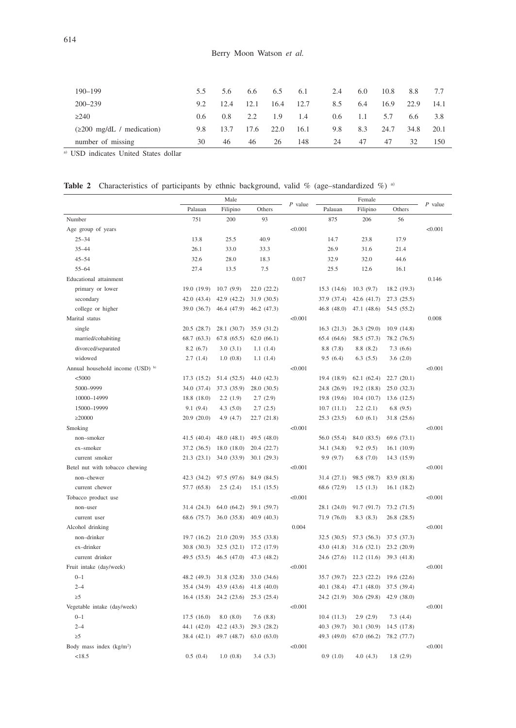| | | | | | | | | | | |
|---|---|---|---|---|---|---|---|---|---|---|
| 190–199 | 5.5 | 5.6 | 6.6 | 6.5 | 6.1 | 2.4 | 6.0 | 10.8 | 8.8 | 7.7 |
| 200–239 | 9.2 | 12.4 | 12.1 | 16.4 | 12.7 | 8.5 | 6.4 | 16.9 | 22.9 | 14.1 |
| ≥240 | 0.6 | 0.8 | 2.2 | 1.9 | 1.4 | 0.6 | 1.1 | 5.7 | 6.6 | 3.8 |
| (≥200 mg/dL / medication) | 9.8 | 13.7 | 17.6 | 22.0 | 16.1 | 9.8 | 8.3 | 24.7 | 34.8 | 20.1 |
| number of missing | 30 | 46 | 46 | 26 | 148 | 24 | 47 | 47 | 32 | 150 |

[a] USD indicates United States dollar

**Table 2** Characteristics of participants by ethnic background, valid % (age–standardized %) [a]

| | Male | | | *P* value | Female | | | *P* value |
|---|---|---|---|---|---|---|---|---|
| | Palauan | Filipino | Others | | Palauan | Filipino | Others | |
| Number | 751 | 200 | 93 | | 875 | 206 | 56 | |
| Age group of years | | | | <0.001 | | | | <0.001 |
| 25–34 | 13.8 | 25.5 | 40.9 | | 14.7 | 23.8 | 17.9 | |
| 35–44 | 26.1 | 33.0 | 33.3 | | 26.9 | 31.6 | 21.4 | |
| 45–54 | 32.6 | 28.0 | 18.3 | | 32.9 | 32.0 | 44.6 | |
| 55–64 | 27.4 | 13.5 | 7.5 | | 25.5 | 12.6 | 16.1 | |
| Educational attainment | | | | 0.017 | | | | 0.146 |
| primary or lower | 19.0 (19.9) | 10.7 (9.9) | 22.0 (22.2) | | 15.3 (14.6) | 10.3 (9.7) | 18.2 (19.3) | |
| secondary | 42.0 (43.4) | 42.9 (42.2) | 31.9 (30.5) | | 37.9 (37.4) | 42.6 (41.7) | 27.3 (25.5) | |
| college or higher | 39.0 (36.7) | 46.4 (47.9) | 46.2 (47.3) | | 46.8 (48.0) | 47.1 (48.6) | 54.5 (55.2) | |
| Marital status | | | | <0.001 | | | | 0.008 |
| single | 20.5 (28.7) | 28.1 (30.7) | 35.9 (31.2) | | 16.3 (21.3) | 26.3 (29.0) | 10.9 (14.8) | |
| married/cohabiting | 68.7 (63.3) | 67.8 (65.5) | 62.0 (66.1) | | 65.4 (64.6) | 58.5 (57.3) | 78.2 (76.5) | |
| divorced/separated | 8.2 (6.7) | 3.0 (3.1) | 1.1 (1.4) | | 8.8 (7.8) | 8.8 (8.2) | 7.3 (6.6) | |
| widowed | 2.7 (1.4) | 1.0 (0.8) | 1.1 (1.4) | | 9.5 (6.4) | 6.3 (5.5) | 3.6 (2.0) | |
| Annual household income (USD) [b] | | | | <0.001 | | | | <0.001 |
| <5000 | 17.3 (15.2) | 51.4 (52.5) | 44.0 (42.3) | | 19.4 (18.9) | 62.1 (62.4) | 22.7 (20.1) | |
| 5000–9999 | 34.0 (37.4) | 37.3 (35.9) | 28.0 (30.5) | | 24.8 (26.9) | 19.2 (18.8) | 25.0 (32.3) | |
| 10000–14999 | 18.8 (18.0) | 2.2 (1.9) | 2.7 (2.9) | | 19.8 (19.6) | 10.4 (10.7) | 13.6 (12.5) | |
| 15000–19999 | 9.1 (9.4) | 4.3 (5.0) | 2.7 (2.5) | | 10.7 (11.1) | 2.2 (2.1) | 6.8 (9.5) | |
| ≥20000 | 20.9 (20.0) | 4.9 (4.7) | 22.7 (21.8) | | 25.3 (23.5) | 6.0 (6.1) | 31.8 (25.6) | |
| Smoking | | | | <0.001 | | | | <0.001 |
| non–smoker | 41.5 (40.4) | 48.0 (48.1) | 49.5 (48.0) | | 56.0 (55.4) | 84.0 (83.5) | 69.6 (73.1) | |
| ex–smoker | 37.2 (36.5) | 18.0 (18.0) | 20.4 (22.7) | | 34.1 (34.8) | 9.2 (9.5) | 16.1 (10.9) | |
| current smoker | 21.3 (23.1) | 34.0 (33.9) | 30.1 (29.3) | | 9.9 (9.7) | 6.8 (7.0) | 14.3 (15.9) | |
| Betel nut with tobacco chewing | | | | <0.001 | | | | <0.001 |
| non–chewer | 42.3 (34.2) | 97.5 (97.6) | 84.9 (84.5) | | 31.4 (27.1) | 98.5 (98.7) | 83.9 (81.8) | |
| current chewer | 57.7 (65.8) | 2.5 (2.4) | 15.1 (15.5) | | 68.6 (72.9) | 1.5 (1.3) | 16.1 (18.2) | |
| Tobacco product use | | | | <0.001 | | | | <0.001 |
| non–user | 31.4 (24.3) | 64.0 (64.2) | 59.1 (59.7) | | 28.1 (24.0) | 91.7 (91.7) | 73.2 (71.5) | |
| current user | 68.6 (75.7) | 36.0 (35.8) | 40.9 (40.3) | | 71.9 (76.0) | 8.3 (8.3) | 26.8 (28.5) | |
| Alcohol drinking | | | | 0.004 | | | | <0.001 |
| non–drinker | 19.7 (16.2) | 21.0 (20.9) | 35.5 (33.8) | | 32.5 (30.5) | 57.3 (56.3) | 37.5 (37.3) | |
| ex–drinker | 30.8 (30.3) | 32.5 (32.1) | 17.2 (17.9) | | 43.0 (41.8) | 31.6 (32.1) | 23.2 (20.9) | |
| current drinker | 49.5 (53.5) | 46.5 (47.0) | 47.3 (48.2) | | 24.6 (27.6) | 11.2 (11.6) | 39.3 (41.8) | |
| Fruit intake (day/week) | | | | <0.001 | | | | <0.001 |
| 0–1 | 48.2 (49.3) | 31.8 (32.8) | 33.0 (34.6) | | 35.7 (39.7) | 22.3 (22.2) | 19.6 (22.6) | |
| 2–4 | 35.4 (34.9) | 43.9 (43.6) | 41.8 (40.0) | | 40.1 (38.4) | 47.1 (48.0) | 37.5 (39.4) | |
| ≥5 | 16.4 (15.8) | 24.2 (23.6) | 25.3 (25.4) | | 24.2 (21.9) | 30.6 (29.8) | 42.9 (38.0) | |
| Vegetable intake (day/week) | | | | <0.001 | | | | <0.001 |
| 0–1 | 17.5 (16.0) | 8.0 (8.0) | 7.6 (8.8) | | 10.4 (11.3) | 2.9 (2.9) | 7.3 (4.4) | |
| 2–4 | 44.1 (42.0) | 42.2 (43.3) | 29.3 (28.2) | | 40.3 (39.7) | 30.1 (30.9) | 14.5 (17.8) | |
| ≥5 | 38.4 (42.1) | 49.7 (48.7) | 63.0 (63.0) | | 49.3 (49.0) | 67.0 (66.2) | 78.2 (77.7) | |
| Body mass index (kg/m$^2$) | | | | <0.001 | | | | <0.001 |
| <18.5 | 0.5 (0.4) | 1.0 (0.8) | 3.4 (3.3) | | 0.9 (1.0) | 4.0 (4.3) | 1.8 (2.9) | |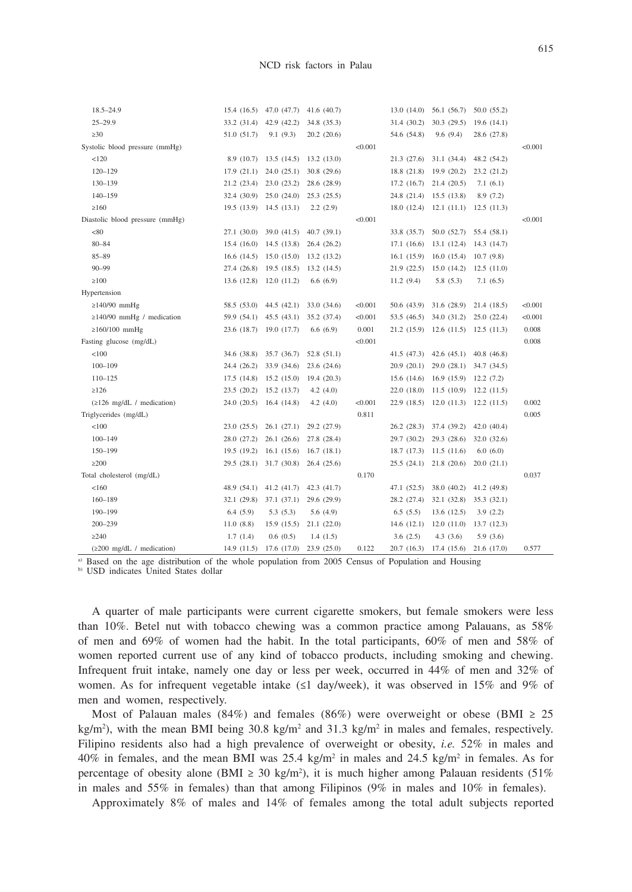| | | | | | | | | |
|---|---|---|---|---|---|---|---|---|
| 18.5–24.9 | 15.4 (16.5) | 47.0 (47.7) | 41.6 (40.7) | | 13.0 (14.0) | 56.1 (56.7) | 50.0 (55.2) | |
| 25–29.9 | 33.2 (31.4) | 42.9 (42.2) | 34.8 (35.3) | | 31.4 (30.2) | 30.3 (29.5) | 19.6 (14.1) | |
| ≥30 | 51.0 (51.7) | 9.1 (9.3) | 20.2 (20.6) | | 54.6 (54.8) | 9.6 (9.4) | 28.6 (27.8) | |
| Systolic blood pressure (mmHg) | | | | <0.001 | | | | <0.001 |
| <120 | 8.9 (10.7) | 13.5 (14.5) | 13.2 (13.0) | | 21.3 (27.6) | 31.1 (34.4) | 48.2 (54.2) | |
| 120–129 | 17.9 (21.1) | 24.0 (25.1) | 30.8 (29.6) | | 18.8 (21.8) | 19.9 (20.2) | 23.2 (21.2) | |
| 130–139 | 21.2 (23.4) | 23.0 (23.2) | 28.6 (28.9) | | 17.2 (16.7) | 21.4 (20.5) | 7.1 (6.1) | |
| 140–159 | 32.4 (30.9) | 25.0 (24.0) | 25.3 (25.5) | | 24.8 (21.4) | 15.5 (13.8) | 8.9 (7.2) | |
| ≥160 | 19.5 (13.9) | 14.5 (13.1) | 2.2 (2.9) | | 18.0 (12.4) | 12.1 (11.1) | 12.5 (11.3) | |
| Diastolic blood pressure (mmHg) | | | | <0.001 | | | | <0.001 |
| <80 | 27.1 (30.0) | 39.0 (41.5) | 40.7 (39.1) | | 33.8 (35.7) | 50.0 (52.7) | 55.4 (58.1) | |
| 80–84 | 15.4 (16.0) | 14.5 (13.8) | 26.4 (26.2) | | 17.1 (16.6) | 13.1 (12.4) | 14.3 (14.7) | |
| 85–89 | 16.6 (14.5) | 15.0 (15.0) | 13.2 (13.2) | | 16.1 (15.9) | 16.0 (15.4) | 10.7 (9.8) | |
| 90–99 | 27.4 (26.8) | 19.5 (18.5) | 13.2 (14.5) | | 21.9 (22.5) | 15.0 (14.2) | 12.5 (11.0) | |
| ≥100 | 13.6 (12.8) | 12.0 (11.2) | 6.6 (6.9) | | 11.2 (9.4) | 5.8 (5.3) | 7.1 (6.5) | |
| Hypertension | | | | | | | | |
| ≥140/90 mmHg | 58.5 (53.0) | 44.5 (42.1) | 33.0 (34.6) | <0.001 | 50.6 (43.9) | 31.6 (28.9) | 21.4 (18.5) | <0.001 |
| ≥140/90 mmHg / medication | 59.9 (54.1) | 45.5 (43.1) | 35.2 (37.4) | <0.001 | 53.5 (46.5) | 34.0 (31.2) | 25.0 (22.4) | <0.001 |
| ≥160/100 mmHg | 23.6 (18.7) | 19.0 (17.7) | 6.6 (6.9) | 0.001 | 21.2 (15.9) | 12.6 (11.5) | 12.5 (11.3) | 0.008 |
| Fasting glucose (mg/dL) | | | | <0.001 | | | | 0.008 |
| <100 | 34.6 (38.8) | 35.7 (36.7) | 52.8 (51.1) | | 41.5 (47.3) | 42.6 (45.1) | 40.8 (46.8) | |
| 100–109 | 24.4 (26.2) | 33.9 (34.6) | 23.6 (24.6) | | 20.9 (20.1) | 29.0 (28.1) | 34.7 (34.5) | |
| 110–125 | 17.5 (14.8) | 15.2 (15.0) | 19.4 (20.3) | | 15.6 (14.6) | 16.9 (15.9) | 12.2 (7.2) | |
| ≥126 | 23.5 (20.2) | 15.2 (13.7) | 4.2 (4.0) | | 22.0 (18.0) | 11.5 (10.9) | 12.2 (11.5) | |
| (≥126 mg/dL / medication) | 24.0 (20.5) | 16.4 (14.8) | 4.2 (4.0) | <0.001 | 22.9 (18.5) | 12.0 (11.3) | 12.2 (11.5) | 0.002 |
| Triglycerides (mg/dL) | | | | 0.811 | | | | 0.005 |
| <100 | 23.0 (25.5) | 26.1 (27.1) | 29.2 (27.9) | | 26.2 (28.3) | 37.4 (39.2) | 42.0 (40.4) | |
| 100–149 | 28.0 (27.2) | 26.1 (26.6) | 27.8 (28.4) | | 29.7 (30.2) | 29.3 (28.6) | 32.0 (32.6) | |
| 150–199 | 19.5 (19.2) | 16.1 (15.6) | 16.7 (18.1) | | 18.7 (17.3) | 11.5 (11.6) | 6.0 (6.0) | |
| ≥200 | 29.5 (28.1) | 31.7 (30.8) | 26.4 (25.6) | | 25.5 (24.1) | 21.8 (20.6) | 20.0 (21.1) | |
| Total cholesterol (mg/dL) | | | | 0.170 | | | | 0.037 |
| <160 | 48.9 (54.1) | 41.2 (41.7) | 42.3 (41.7) | | 47.1 (52.5) | 38.0 (40.2) | 41.2 (49.8) | |
| 160–189 | 32.1 (29.8) | 37.1 (37.1) | 29.6 (29.9) | | 28.2 (27.4) | 32.1 (32.8) | 35.3 (32.1) | |
| 190–199 | 6.4 (5.9) | 5.3 (5.3) | 5.6 (4.9) | | 6.5 (5.5) | 13.6 (12.5) | 3.9 (2.2) | |
| 200–239 | 11.0 (8.8) | 15.9 (15.5) | 21.1 (22.0) | | 14.6 (12.1) | 12.0 (11.0) | 13.7 (12.3) | |
| ≥240 | 1.7 (1.4) | 0.6 (0.5) | 1.4 (1.5) | | 3.6 (2.5) | 4.3 (3.6) | 5.9 (3.6) | |
| (≥200 mg/dL / medication) | 14.9 (11.5) | 17.6 (17.0) | 23.9 (25.0) | 0.122 | 20.7 (16.3) | 17.4 (15.6) | 21.6 (17.0) | 0.577 |

[a] Based on the age distribution of the whole population from 2005 Census of Population and Housing
[b] USD indicates United States dollar

A quarter of male participants were current cigarette smokers, but female smokers were less than 10%. Betel nut with tobacco chewing was a common practice among Palauans, as 58% of men and 69% of women had the habit. In the total participants, 60% of men and 58% of women reported current use of any kind of tobacco products, including smoking and chewing. Infrequent fruit intake, namely one day or less per week, occurred in 44% of men and 32% of women. As for infrequent vegetable intake (≤1 day/week), it was observed in 15% and 9% of men and women, respectively.

Most of Palauan males (84%) and females (86%) were overweight or obese (BMI ≥ 25 kg/m$^2$), with the mean BMI being 30.8 kg/m$^2$ and 31.3 kg/m$^2$ in males and females, respectively. Filipino residents also had a high prevalence of overweight or obesity, *i.e.* 52% in males and 40% in females, and the mean BMI was 25.4 kg/m$^2$ in males and 24.5 kg/m$^2$ in females. As for percentage of obesity alone (BMI ≥ 30 kg/m$^2$), it is much higher among Palauan residents (51% in males and 55% in females) than that among Filipinos (9% in males and 10% in females).

Approximately 8% of males and 14% of females among the total adult subjects reported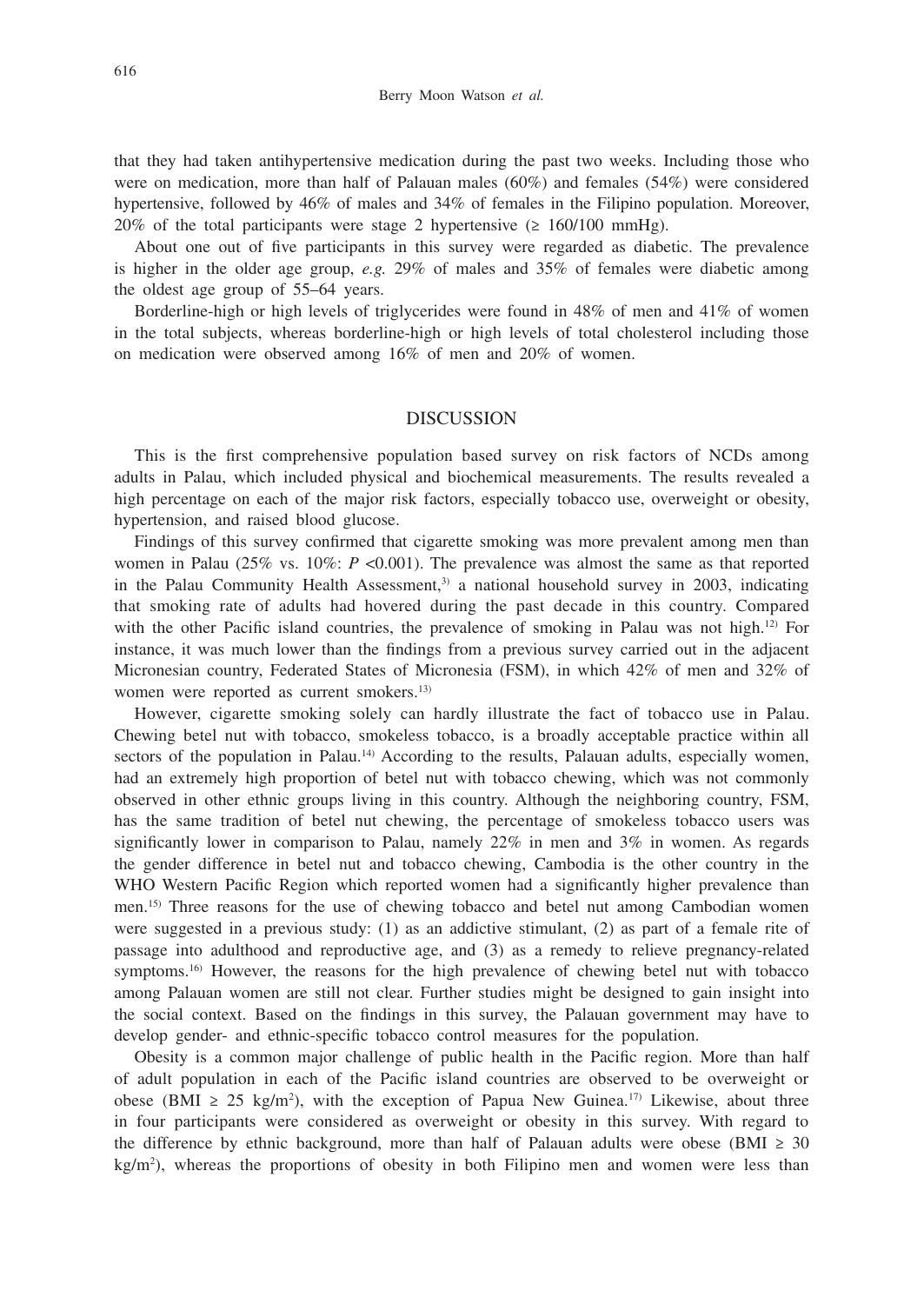that they had taken antihypertensive medication during the past two weeks. Including those who were on medication, more than half of Palauan males (60%) and females (54%) were considered hypertensive, followed by 46% of males and 34% of females in the Filipino population. Moreover, 20% of the total participants were stage 2 hypertensive ($\geq$ 160/100 mmHg).

About one out of five participants in this survey were regarded as diabetic. The prevalence is higher in the older age group, *e.g.* 29% of males and 35% of females were diabetic among the oldest age group of 55–64 years.

Borderline-high or high levels of triglycerides were found in 48% of men and 41% of women in the total subjects, whereas borderline-high or high levels of total cholesterol including those on medication were observed among 16% of men and 20% of women.

## DISCUSSION

This is the first comprehensive population based survey on risk factors of NCDs among adults in Palau, which included physical and biochemical measurements. The results revealed a high percentage on each of the major risk factors, especially tobacco use, overweight or obesity, hypertension, and raised blood glucose.

Findings of this survey confirmed that cigarette smoking was more prevalent among men than women in Palau (25% vs. 10%: $P$ <0.001). The prevalence was almost the same as that reported in the Palau Community Health Assessment,[3] a national household survey in 2003, indicating that smoking rate of adults had hovered during the past decade in this country. Compared with the other Pacific island countries, the prevalence of smoking in Palau was not high.[12] For instance, it was much lower than the findings from a previous survey carried out in the adjacent Micronesian country, Federated States of Micronesia (FSM), in which 42% of men and 32% of women were reported as current smokers.[13]

However, cigarette smoking solely can hardly illustrate the fact of tobacco use in Palau. Chewing betel nut with tobacco, smokeless tobacco, is a broadly acceptable practice within all sectors of the population in Palau.[14] According to the results, Palauan adults, especially women, had an extremely high proportion of betel nut with tobacco chewing, which was not commonly observed in other ethnic groups living in this country. Although the neighboring country, FSM, has the same tradition of betel nut chewing, the percentage of smokeless tobacco users was significantly lower in comparison to Palau, namely 22% in men and 3% in women. As regards the gender difference in betel nut and tobacco chewing, Cambodia is the other country in the WHO Western Pacific Region which reported women had a significantly higher prevalence than men.[15] Three reasons for the use of chewing tobacco and betel nut among Cambodian women were suggested in a previous study: (1) as an addictive stimulant, (2) as part of a female rite of passage into adulthood and reproductive age, and (3) as a remedy to relieve pregnancy-related symptoms.[16] However, the reasons for the high prevalence of chewing betel nut with tobacco among Palauan women are still not clear. Further studies might be designed to gain insight into the social context. Based on the findings in this survey, the Palauan government may have to develop gender- and ethnic-specific tobacco control measures for the population.

Obesity is a common major challenge of public health in the Pacific region. More than half of adult population in each of the Pacific island countries are observed to be overweight or obese (BMI $\geq$ 25 kg/m$^2$), with the exception of Papua New Guinea.[17] Likewise, about three in four participants were considered as overweight or obesity in this survey. With regard to the difference by ethnic background, more than half of Palauan adults were obese (BMI $\geq$ 30 kg/m$^2$), whereas the proportions of obesity in both Filipino men and women were less than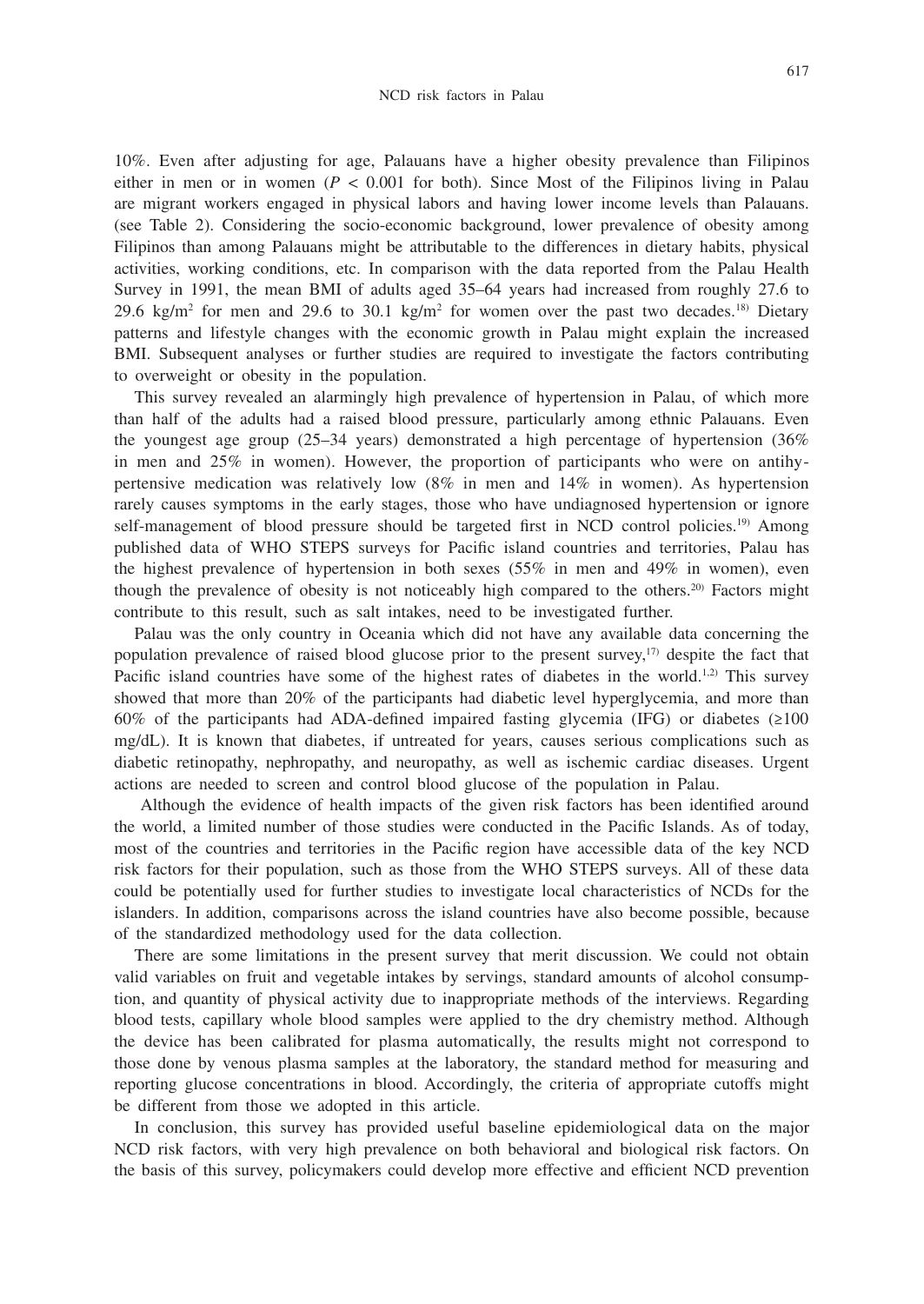10%. Even after adjusting for age, Palauans have a higher obesity prevalence than Filipinos either in men or in women ($P < 0.001$ for both). Since Most of the Filipinos living in Palau are migrant workers engaged in physical labors and having lower income levels than Palauans. (see Table 2). Considering the socio-economic background, lower prevalence of obesity among Filipinos than among Palauans might be attributable to the differences in dietary habits, physical activities, working conditions, etc. In comparison with the data reported from the Palau Health Survey in 1991, the mean BMI of adults aged 35–64 years had increased from roughly 27.6 to 29.6 kg/m$^2$ for men and 29.6 to 30.1 kg/m$^2$ for women over the past two decades.[18] Dietary patterns and lifestyle changes with the economic growth in Palau might explain the increased BMI. Subsequent analyses or further studies are required to investigate the factors contributing to overweight or obesity in the population.

This survey revealed an alarmingly high prevalence of hypertension in Palau, of which more than half of the adults had a raised blood pressure, particularly among ethnic Palauans. Even the youngest age group (25–34 years) demonstrated a high percentage of hypertension (36% in men and 25% in women). However, the proportion of participants who were on antihypertensive medication was relatively low (8% in men and 14% in women). As hypertension rarely causes symptoms in the early stages, those who have undiagnosed hypertension or ignore self-management of blood pressure should be targeted first in NCD control policies.[19] Among published data of WHO STEPS surveys for Pacific island countries and territories, Palau has the highest prevalence of hypertension in both sexes (55% in men and 49% in women), even though the prevalence of obesity is not noticeably high compared to the others.[20] Factors might contribute to this result, such as salt intakes, need to be investigated further.

Palau was the only country in Oceania which did not have any available data concerning the population prevalence of raised blood glucose prior to the present survey,[17] despite the fact that Pacific island countries have some of the highest rates of diabetes in the world.[1,2] This survey showed that more than 20% of the participants had diabetic level hyperglycemia, and more than 60% of the participants had ADA-defined impaired fasting glycemia (IFG) or diabetes (≥100 mg/dL). It is known that diabetes, if untreated for years, causes serious complications such as diabetic retinopathy, nephropathy, and neuropathy, as well as ischemic cardiac diseases. Urgent actions are needed to screen and control blood glucose of the population in Palau.

Although the evidence of health impacts of the given risk factors has been identified around the world, a limited number of those studies were conducted in the Pacific Islands. As of today, most of the countries and territories in the Pacific region have accessible data of the key NCD risk factors for their population, such as those from the WHO STEPS surveys. All of these data could be potentially used for further studies to investigate local characteristics of NCDs for the islanders. In addition, comparisons across the island countries have also become possible, because of the standardized methodology used for the data collection.

There are some limitations in the present survey that merit discussion. We could not obtain valid variables on fruit and vegetable intakes by servings, standard amounts of alcohol consumption, and quantity of physical activity due to inappropriate methods of the interviews. Regarding blood tests, capillary whole blood samples were applied to the dry chemistry method. Although the device has been calibrated for plasma automatically, the results might not correspond to those done by venous plasma samples at the laboratory, the standard method for measuring and reporting glucose concentrations in blood. Accordingly, the criteria of appropriate cutoffs might be different from those we adopted in this article.

In conclusion, this survey has provided useful baseline epidemiological data on the major NCD risk factors, with very high prevalence on both behavioral and biological risk factors. On the basis of this survey, policymakers could develop more effective and efficient NCD prevention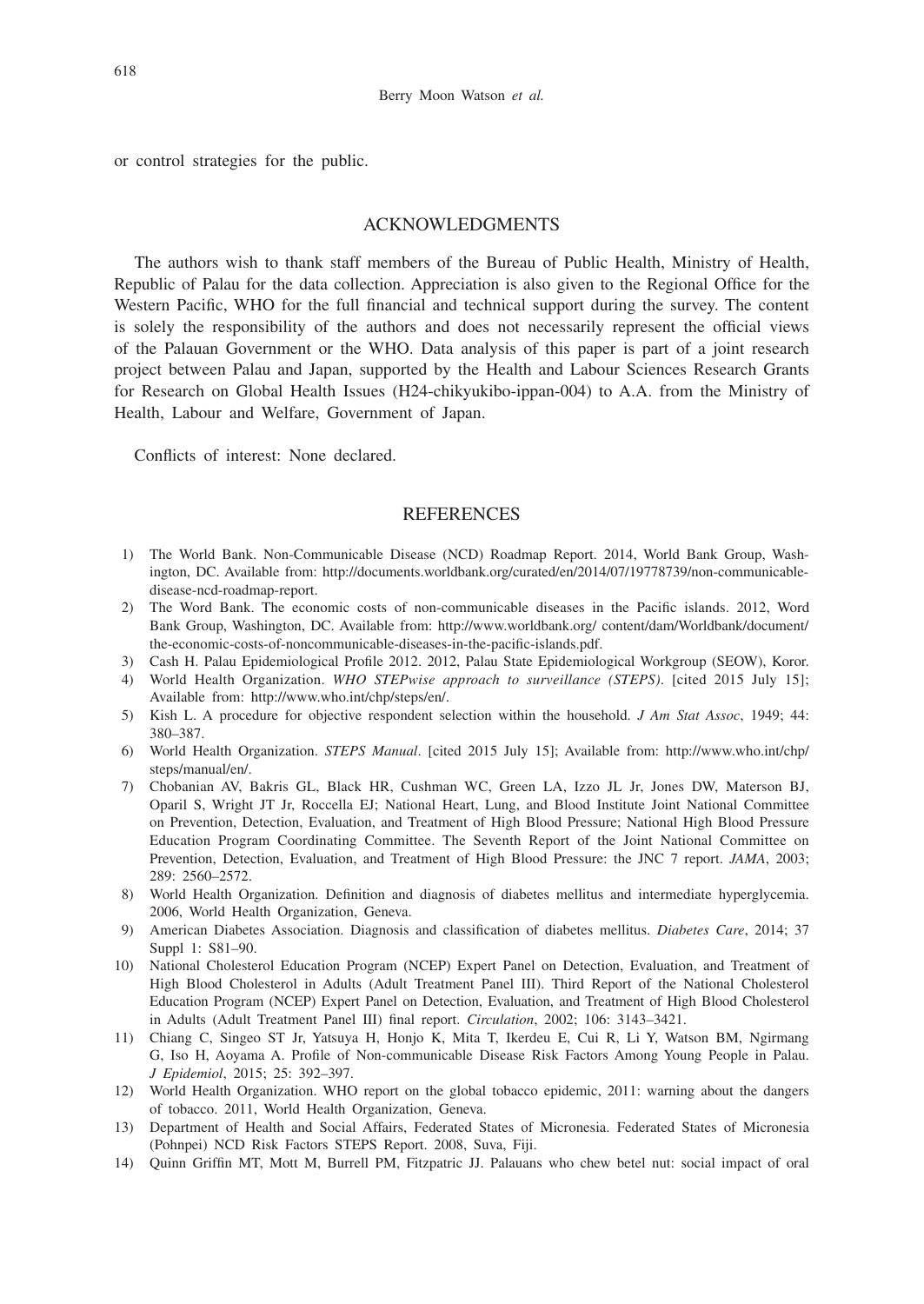or control strategies for the public.

## ACKNOWLEDGMENTS

The authors wish to thank staff members of the Bureau of Public Health, Ministry of Health, Republic of Palau for the data collection. Appreciation is also given to the Regional Office for the Western Pacific, WHO for the full financial and technical support during the survey. The content is solely the responsibility of the authors and does not necessarily represent the official views of the Palauan Government or the WHO. Data analysis of this paper is part of a joint research project between Palau and Japan, supported by the Health and Labour Sciences Research Grants for Research on Global Health Issues (H24-chikyukibo-ippan-004) to A.A. from the Ministry of Health, Labour and Welfare, Government of Japan.

Conflicts of interest: None declared.

## REFERENCES

1) The World Bank. Non-Communicable Disease (NCD) Roadmap Report. 2014, World Bank Group, Washington, DC. Available from: http://documents.worldbank.org/curated/en/2014/07/19778739/non-communicable-disease-ncd-roadmap-report.
2) The Word Bank. The economic costs of non-communicable diseases in the Pacific islands. 2012, Word Bank Group, Washington, DC. Available from: http://www.worldbank.org/ content/dam/Worldbank/document/the-economic-costs-of-noncommunicable-diseases-in-the-pacific-islands.pdf.
3) Cash H. Palau Epidemiological Profile 2012. 2012, Palau State Epidemiological Workgroup (SEOW), Koror.
4) World Health Organization. *WHO STEPwise approach to surveillance (STEPS)*. [cited 2015 July 15]; Available from: http://www.who.int/chp/steps/en/.
5) Kish L. A procedure for objective respondent selection within the household. *J Am Stat Assoc*, 1949; 44: 380–387.
6) World Health Organization. *STEPS Manual*. [cited 2015 July 15]; Available from: http://www.who.int/chp/steps/manual/en/.
7) Chobanian AV, Bakris GL, Black HR, Cushman WC, Green LA, Izzo JL Jr, Jones DW, Materson BJ, Oparil S, Wright JT Jr, Roccella EJ; National Heart, Lung, and Blood Institute Joint National Committee on Prevention, Detection, Evaluation, and Treatment of High Blood Pressure; National High Blood Pressure Education Program Coordinating Committee. The Seventh Report of the Joint National Committee on Prevention, Detection, Evaluation, and Treatment of High Blood Pressure: the JNC 7 report. *JAMA*, 2003; 289: 2560–2572.
8) World Health Organization. Definition and diagnosis of diabetes mellitus and intermediate hyperglycemia. 2006, World Health Organization, Geneva.
9) American Diabetes Association. Diagnosis and classification of diabetes mellitus. *Diabetes Care*, 2014; 37 Suppl 1: S81–90.
10) National Cholesterol Education Program (NCEP) Expert Panel on Detection, Evaluation, and Treatment of High Blood Cholesterol in Adults (Adult Treatment Panel III). Third Report of the National Cholesterol Education Program (NCEP) Expert Panel on Detection, Evaluation, and Treatment of High Blood Cholesterol in Adults (Adult Treatment Panel III) final report. *Circulation*, 2002; 106: 3143–3421.
11) Chiang C, Singeo ST Jr, Yatsuya H, Honjo K, Mita T, Ikerdeu E, Cui R, Li Y, Watson BM, Ngirmang G, Iso H, Aoyama A. Profile of Non-communicable Disease Risk Factors Among Young People in Palau. *J Epidemiol*, 2015; 25: 392–397.
12) World Health Organization. WHO report on the global tobacco epidemic, 2011: warning about the dangers of tobacco. 2011, World Health Organization, Geneva.
13) Department of Health and Social Affairs, Federated States of Micronesia. Federated States of Micronesia (Pohnpei) NCD Risk Factors STEPS Report. 2008, Suva, Fiji.
14) Quinn Griffin MT, Mott M, Burrell PM, Fitzpatric JJ. Palauans who chew betel nut: social impact of oral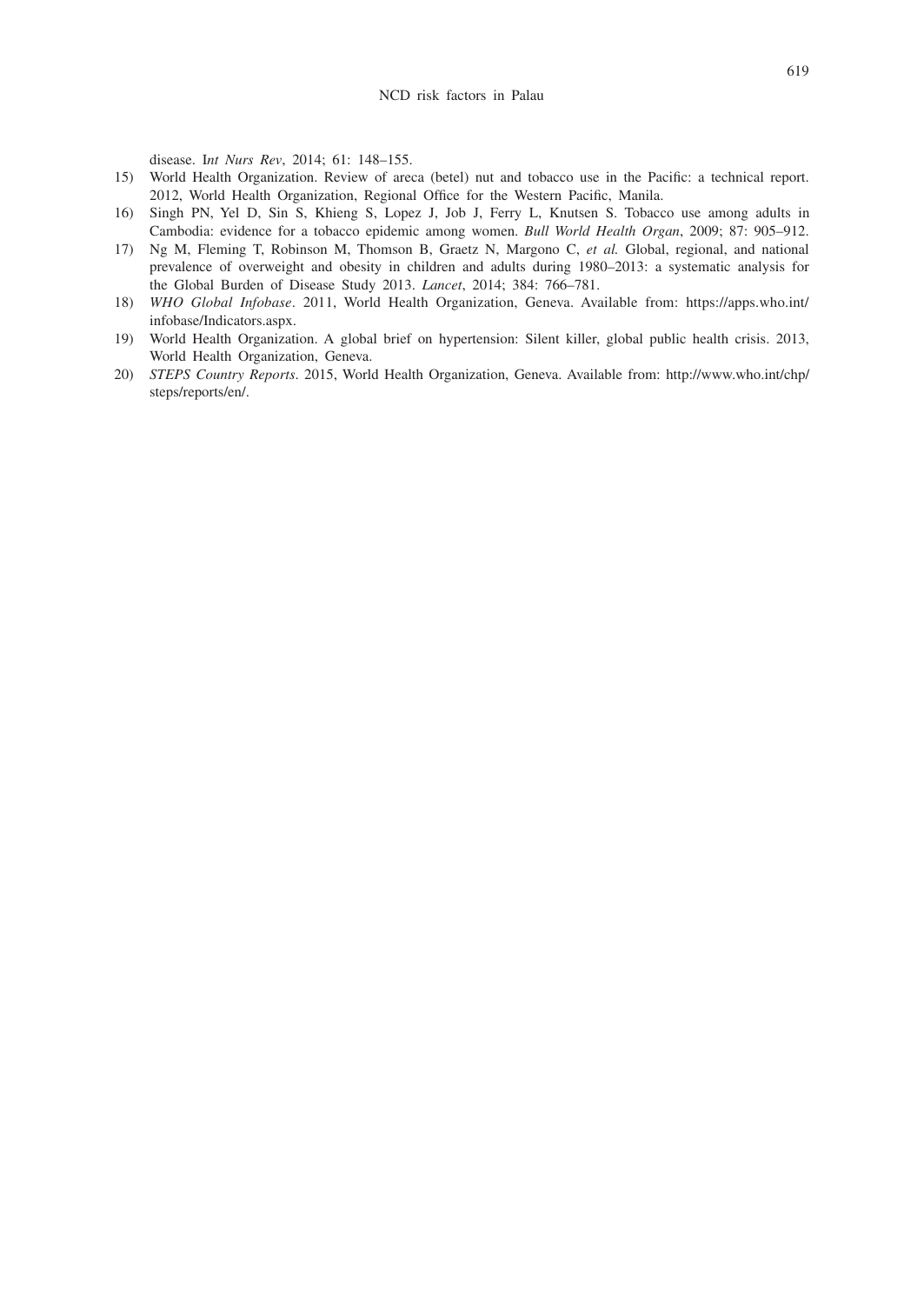disease. *Int Nurs Rev*, 2014; 61: 148–155.

15) World Health Organization. Review of areca (betel) nut and tobacco use in the Pacific: a technical report. 2012, World Health Organization, Regional Office for the Western Pacific, Manila.
16) Singh PN, Yel D, Sin S, Khieng S, Lopez J, Job J, Ferry L, Knutsen S. Tobacco use among adults in Cambodia: evidence for a tobacco epidemic among women. *Bull World Health Organ*, 2009; 87: 905–912.
17) Ng M, Fleming T, Robinson M, Thomson B, Graetz N, Margono C, *et al.* Global, regional, and national prevalence of overweight and obesity in children and adults during 1980–2013: a systematic analysis for the Global Burden of Disease Study 2013. *Lancet*, 2014; 384: 766–781.
18) *WHO Global Infobase*. 2011, World Health Organization, Geneva. Available from: https://apps.who.int/infobase/Indicators.aspx.
19) World Health Organization. A global brief on hypertension: Silent killer, global public health crisis. 2013, World Health Organization, Geneva.
20) *STEPS Country Reports*. 2015, World Health Organization, Geneva. Available from: http://www.who.int/chp/steps/reports/en/.